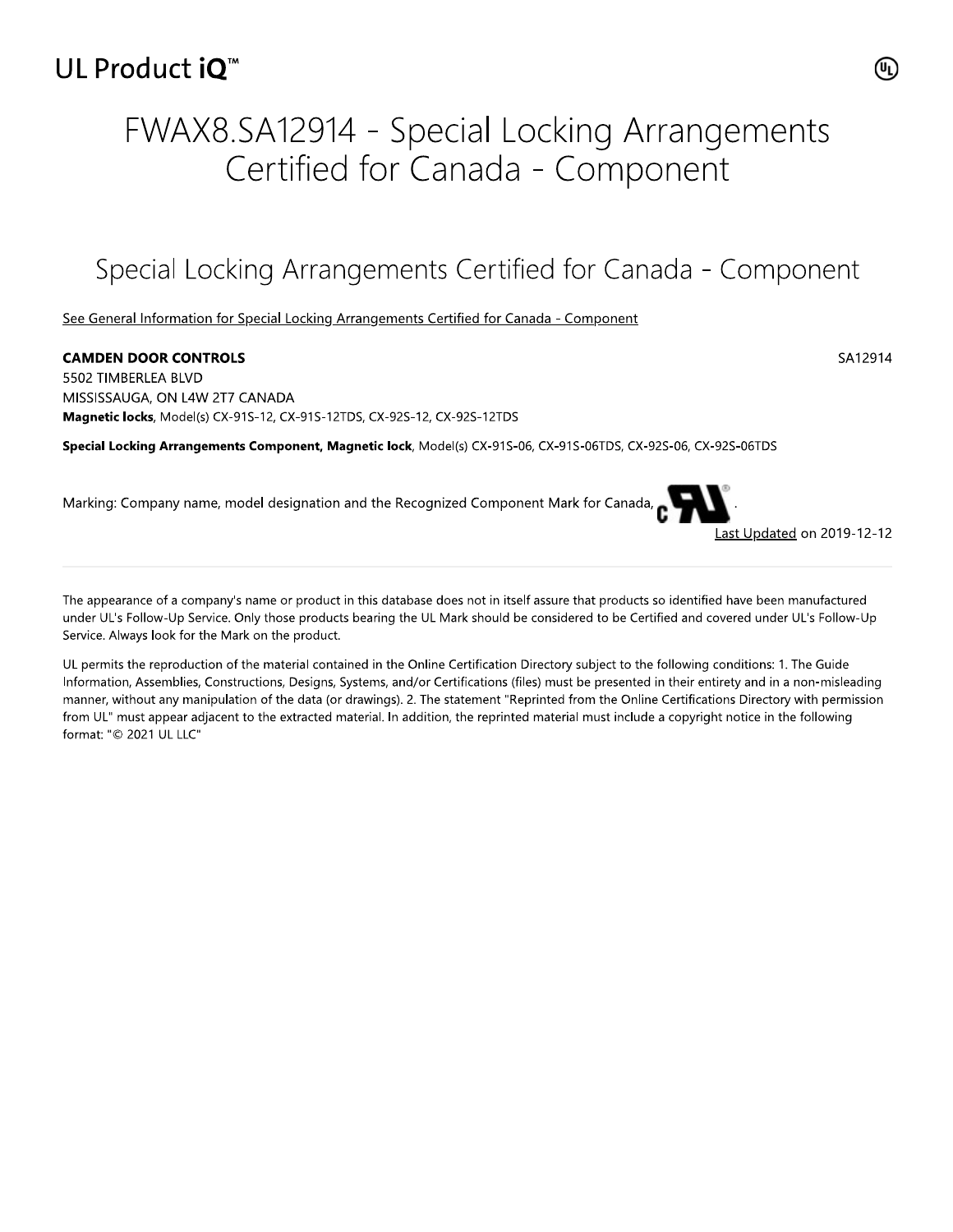UL Product iQ™

# FWAX8.SA12914 - Special Locking Arrangements Certified for Canada - Component

## Special Locking Arrangements Certified for Canada - Component

See General Information for Special Locking Arrangements Certified for Canada - Component

**CAMDEN DOOR CONTROLS** SA12914

5502 TIMBERLEA BLVD
MISSISSAUGA, ON L4W 2T7 CANADA

**Magnetic locks**, Model(s) CX-91S-12, CX-91S-12TDS, CX-92S-12, CX-92S-12TDS

**Special Locking Arrangements Component, Magnetic lock**, Model(s) CX-91S-06, CX-91S-06TDS, CX-92S-06, CX-92S-06TDS

Marking: Company name, model designation and the Recognized Component Mark for Canada, .

Last Updated on 2019-12-12

---

The appearance of a company's name or product in this database does not in itself assure that products so identified have been manufactured under UL's Follow-Up Service. Only those products bearing the UL Mark should be considered to be Certified and covered under UL's Follow-Up Service. Always look for the Mark on the product.

UL permits the reproduction of the material contained in the Online Certification Directory subject to the following conditions: 1. The Guide Information, Assemblies, Constructions, Designs, Systems, and/or Certifications (files) must be presented in their entirety and in a non-misleading manner, without any manipulation of the data (or drawings). 2. The statement "Reprinted from the Online Certifications Directory with permission from UL" must appear adjacent to the extracted material. In addition, the reprinted material must include a copyright notice in the following format: "© 2021 UL LLC"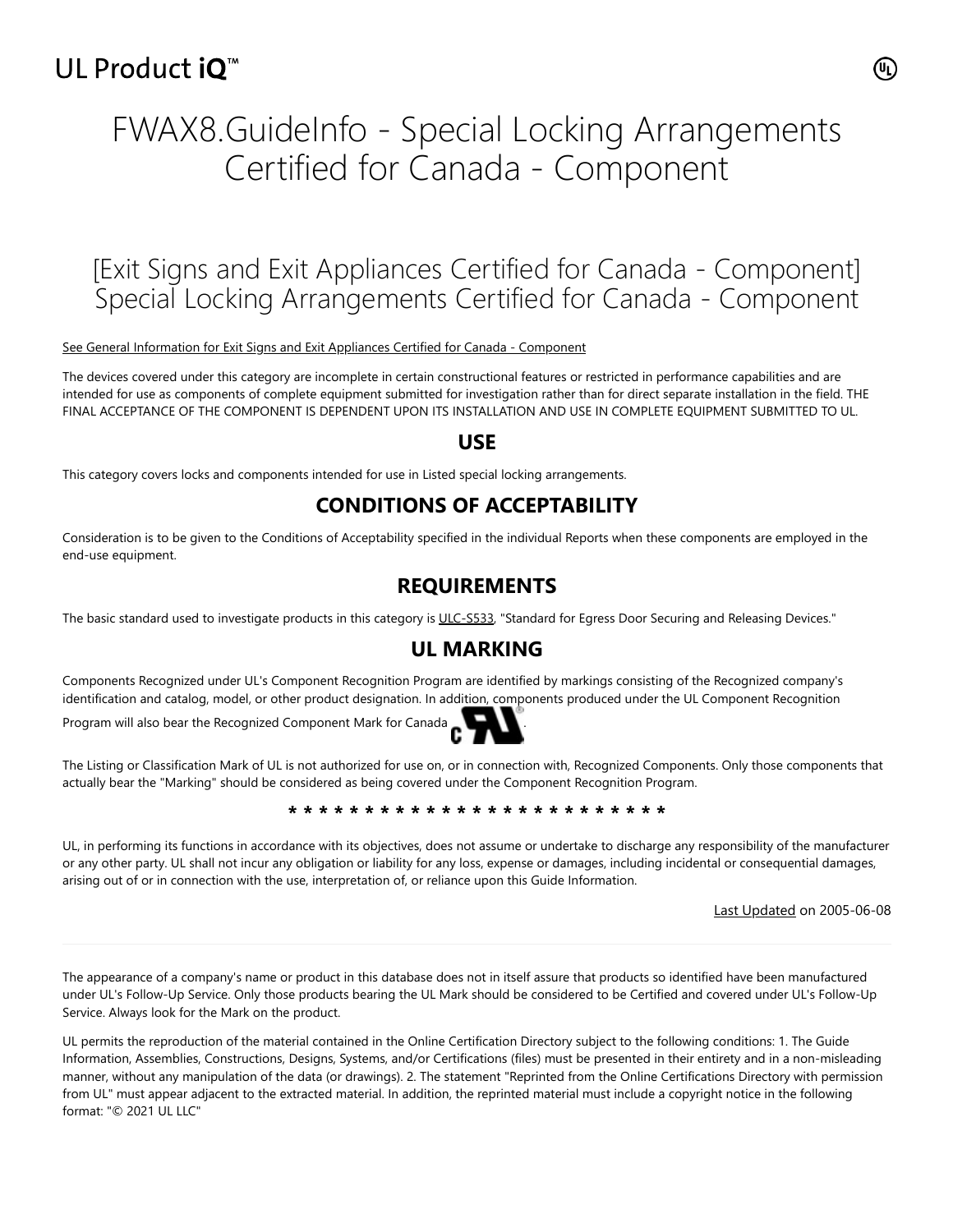UL Product iQ™

# FWAX8.GuideInfo - Special Locking Arrangements Certified for Canada - Component

## [Exit Signs and Exit Appliances Certified for Canada - Component] Special Locking Arrangements Certified for Canada - Component

See General Information for Exit Signs and Exit Appliances Certified for Canada - Component

The devices covered under this category are incomplete in certain constructional features or restricted in performance capabilities and are intended for use as components of complete equipment submitted for investigation rather than for direct separate installation in the field. THE FINAL ACCEPTANCE OF THE COMPONENT IS DEPENDENT UPON ITS INSTALLATION AND USE IN COMPLETE EQUIPMENT SUBMITTED TO UL.

### USE

This category covers locks and components intended for use in Listed special locking arrangements.

### CONDITIONS OF ACCEPTABILITY

Consideration is to be given to the Conditions of Acceptability specified in the individual Reports when these components are employed in the end-use equipment.

### REQUIREMENTS

The basic standard used to investigate products in this category is ULC-S533, "Standard for Egress Door Securing and Releasing Devices."

### UL MARKING

Components Recognized under UL's Component Recognition Program are identified by markings consisting of the Recognized company's identification and catalog, model, or other product designation. In addition, components produced under the UL Component Recognition Program will also bear the Recognized Component Mark for Canada.

The Listing or Classification Mark of UL is not authorized for use on, or in connection with, Recognized Components. Only those components that actually bear the "Marking" should be considered as being covered under the Component Recognition Program.

* * * * * * * * * * * * * * * * * * * * * * * * * *

UL, in performing its functions in accordance with its objectives, does not assume or undertake to discharge any responsibility of the manufacturer or any other party. UL shall not incur any obligation or liability for any loss, expense or damages, including incidental or consequential damages, arising out of or in connection with the use, interpretation of, or reliance upon this Guide Information.

Last Updated on 2005-06-08

---

The appearance of a company's name or product in this database does not in itself assure that products so identified have been manufactured under UL's Follow-Up Service. Only those products bearing the UL Mark should be considered to be Certified and covered under UL's Follow-Up Service. Always look for the Mark on the product.

UL permits the reproduction of the material contained in the Online Certification Directory subject to the following conditions: 1. The Guide Information, Assemblies, Constructions, Designs, Systems, and/or Certifications (files) must be presented in their entirety and in a non-misleading manner, without any manipulation of the data (or drawings). 2. The statement "Reprinted from the Online Certifications Directory with permission from UL" must appear adjacent to the extracted material. In addition, the reprinted material must include a copyright notice in the following format: "© 2021 UL LLC"